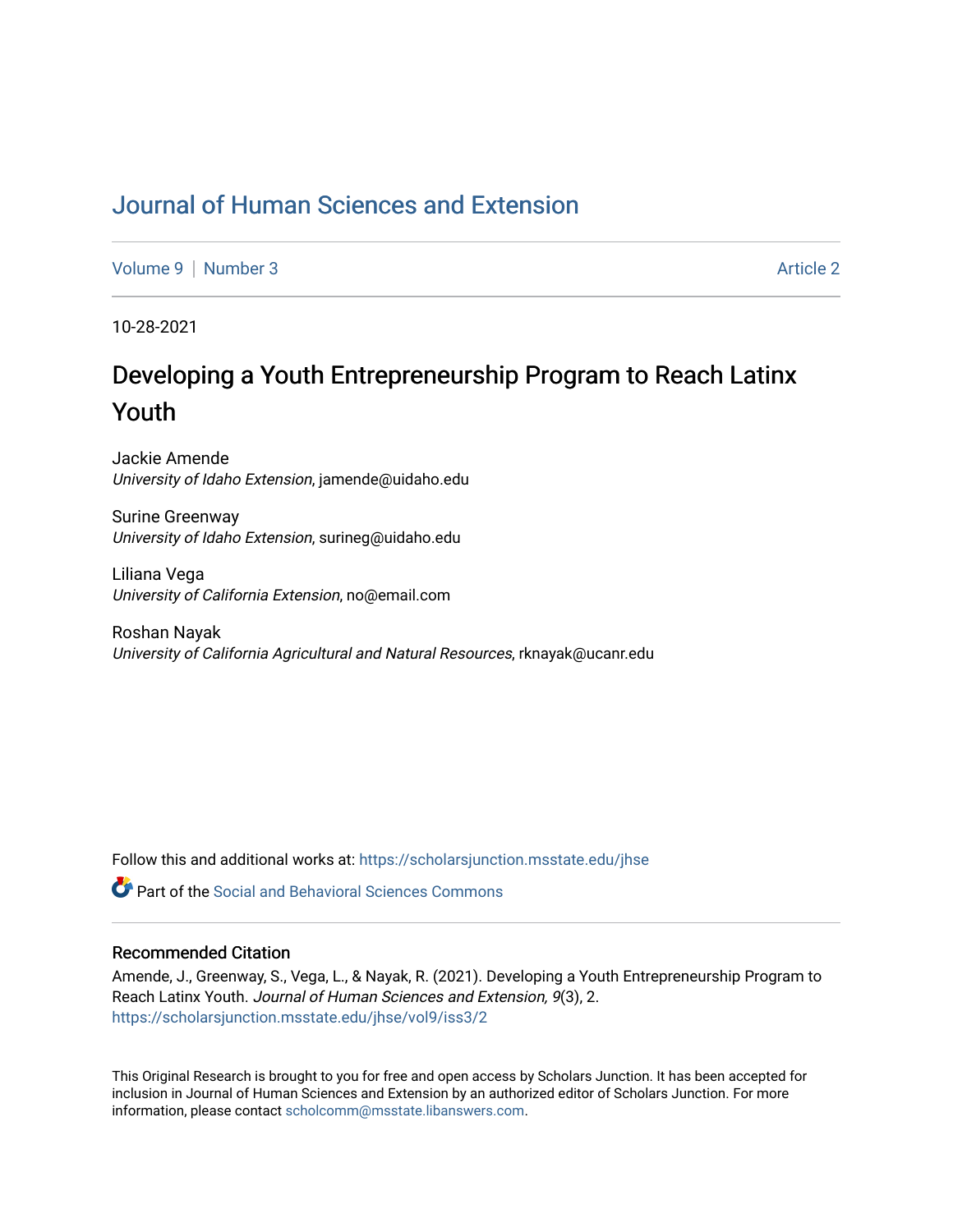# Journal of Human Sciences and Extension

Volume 9 | Number 3 | Article 2

10-28-2021

## Developing a Youth Entrepreneurship Program to Reach Latinx Youth

Jackie Amende
*University of Idaho Extension*, jamende@uidaho.edu

Surine Greenway
*University of Idaho Extension*, surineg@uidaho.edu

Liliana Vega
*University of California Extension*, no@email.com

Roshan Nayak
*University of California Agricultural and Natural Resources*, rknayak@ucanr.edu

Follow this and additional works at: https://scholarsjunction.msstate.edu/jhse

Part of the Social and Behavioral Sciences Commons

### Recommended Citation

Amende, J., Greenway, S., Vega, L., & Nayak, R. (2021). Developing a Youth Entrepreneurship Program to Reach Latinx Youth. *Journal of Human Sciences and Extension, 9*(3), 2.
https://scholarsjunction.msstate.edu/jhse/vol9/iss3/2

This Original Research is brought to you for free and open access by Scholars Junction. It has been accepted for inclusion in Journal of Human Sciences and Extension by an authorized editor of Scholars Junction. For more information, please contact scholcomm@msstate.libanswers.com.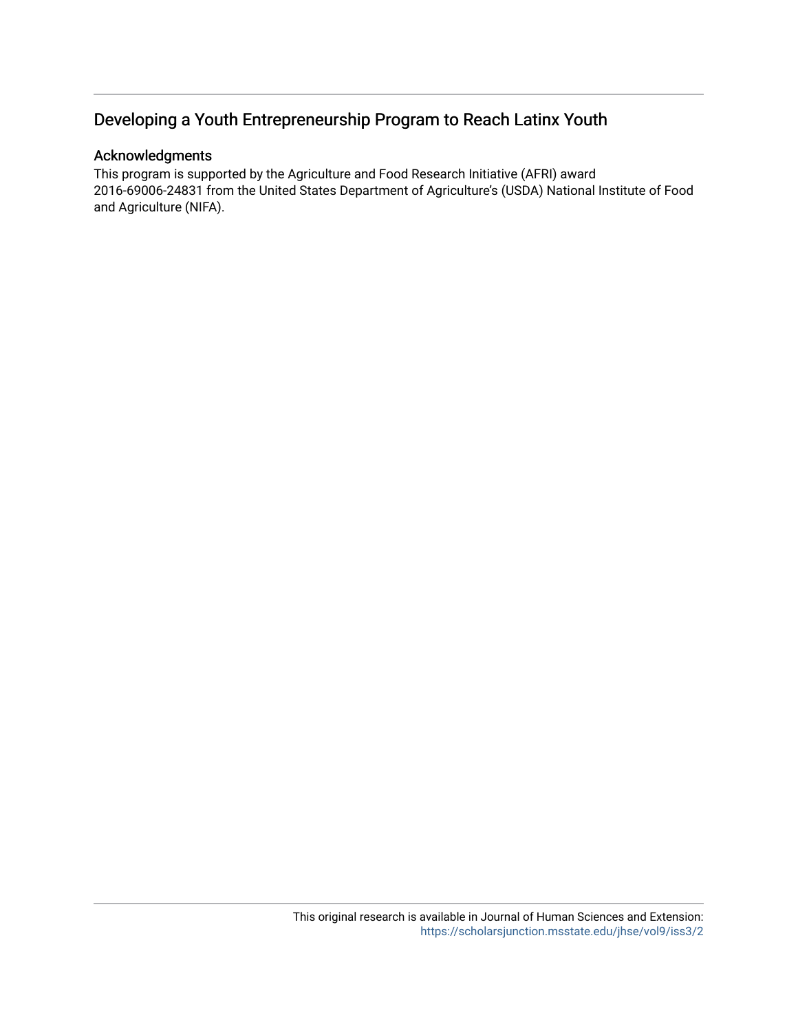# Developing a Youth Entrepreneurship Program to Reach Latinx Youth

## Acknowledgments

This program is supported by the Agriculture and Food Research Initiative (AFRI) award 2016-69006-24831 from the United States Department of Agriculture's (USDA) National Institute of Food and Agriculture (NIFA).

This original research is available in Journal of Human Sciences and Extension: https://scholarsjunction.msstate.edu/jhse/vol9/iss3/2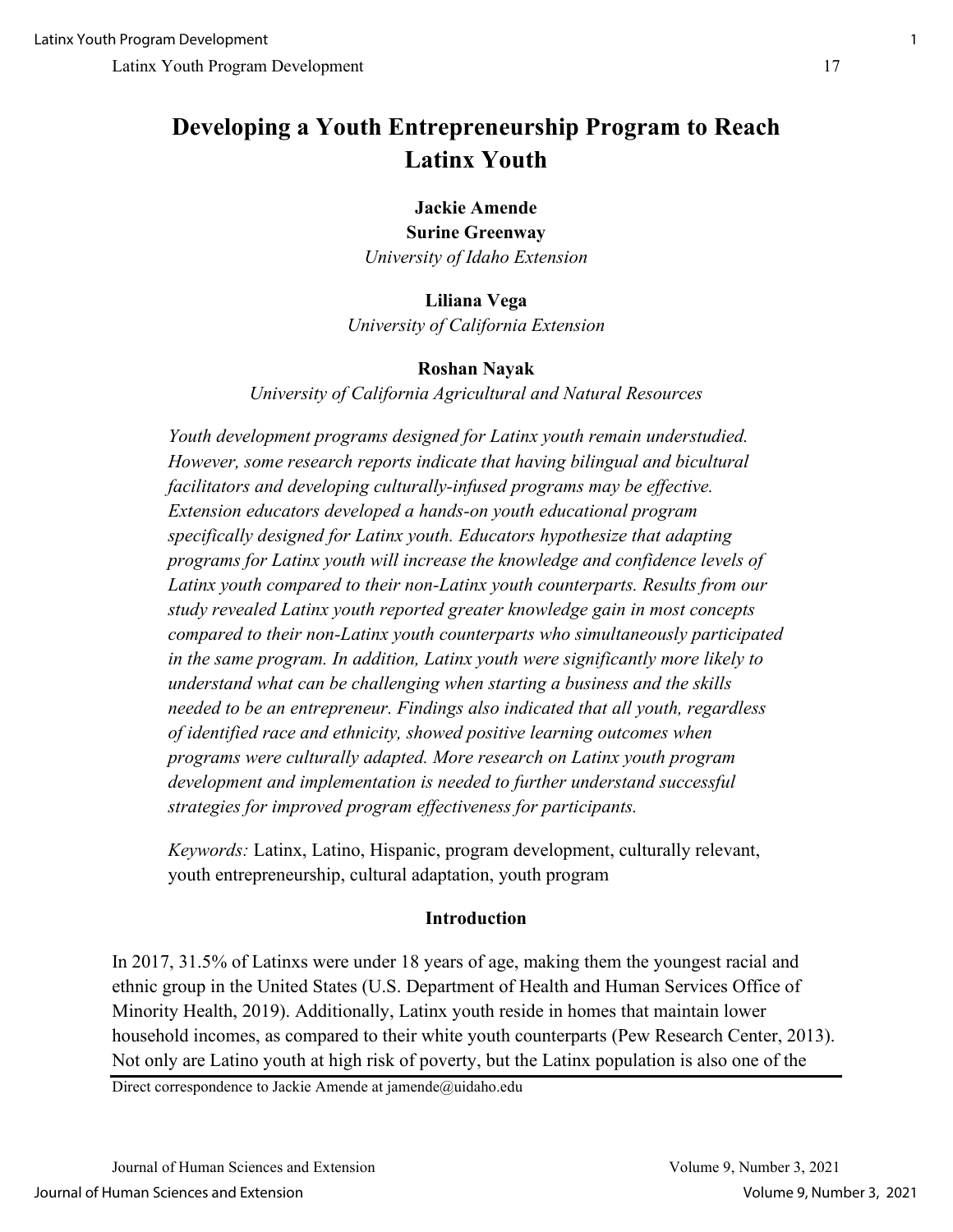# Developing a Youth Entrepreneurship Program to Reach Latinx Youth

**Jackie Amende**
**Surine Greenway**
*University of Idaho Extension*

**Liliana Vega**
*University of California Extension*

**Roshan Nayak**
*University of California Agricultural and Natural Resources*

*Youth development programs designed for Latinx youth remain understudied. However, some research reports indicate that having bilingual and bicultural facilitators and developing culturally-infused programs may be effective. Extension educators developed a hands-on youth educational program specifically designed for Latinx youth. Educators hypothesize that adapting programs for Latinx youth will increase the knowledge and confidence levels of Latinx youth compared to their non-Latinx youth counterparts. Results from our study revealed Latinx youth reported greater knowledge gain in most concepts compared to their non-Latinx youth counterparts who simultaneously participated in the same program. In addition, Latinx youth were significantly more likely to understand what can be challenging when starting a business and the skills needed to be an entrepreneur. Findings also indicated that all youth, regardless of identified race and ethnicity, showed positive learning outcomes when programs were culturally adapted. More research on Latinx youth program development and implementation is needed to further understand successful strategies for improved program effectiveness for participants.*

*Keywords:* Latinx, Latino, Hispanic, program development, culturally relevant, youth entrepreneurship, cultural adaptation, youth program

## Introduction

In 2017, 31.5% of Latinxs were under 18 years of age, making them the youngest racial and ethnic group in the United States (U.S. Department of Health and Human Services Office of Minority Health, 2019). Additionally, Latinx youth reside in homes that maintain lower household incomes, as compared to their white youth counterparts (Pew Research Center, 2013). Not only are Latino youth at high risk of poverty, but the Latinx population is also one of the

Direct correspondence to Jackie Amende at jamende@uidaho.edu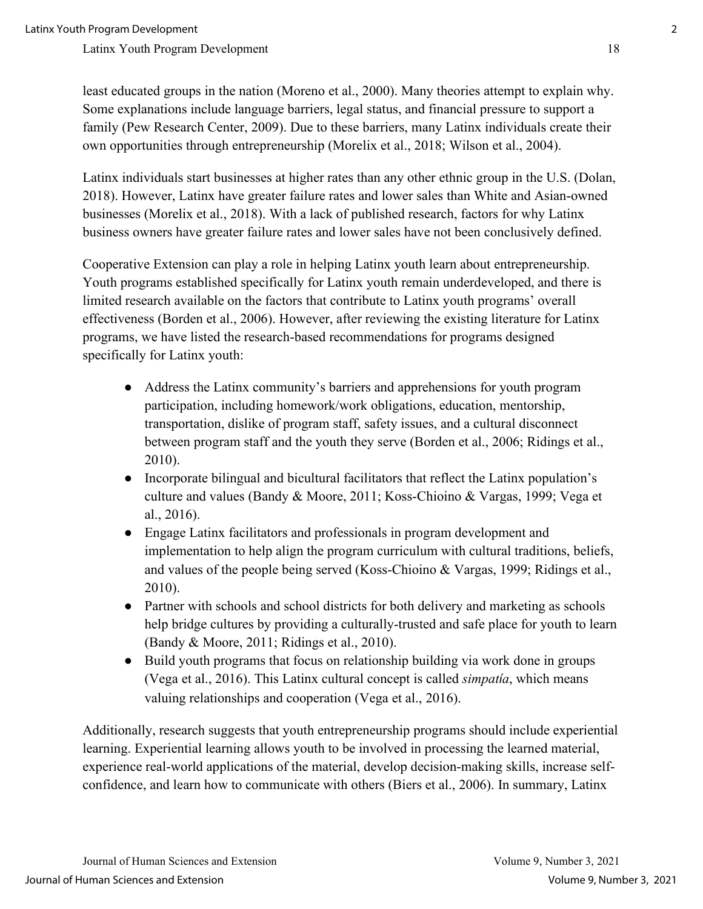least educated groups in the nation (Moreno et al., 2000). Many theories attempt to explain why. Some explanations include language barriers, legal status, and financial pressure to support a family (Pew Research Center, 2009). Due to these barriers, many Latinx individuals create their own opportunities through entrepreneurship (Morelix et al., 2018; Wilson et al., 2004).

Latinx individuals start businesses at higher rates than any other ethnic group in the U.S. (Dolan, 2018). However, Latinx have greater failure rates and lower sales than White and Asian-owned businesses (Morelix et al., 2018). With a lack of published research, factors for why Latinx business owners have greater failure rates and lower sales have not been conclusively defined.

Cooperative Extension can play a role in helping Latinx youth learn about entrepreneurship. Youth programs established specifically for Latinx youth remain underdeveloped, and there is limited research available on the factors that contribute to Latinx youth programs' overall effectiveness (Borden et al., 2006). However, after reviewing the existing literature for Latinx programs, we have listed the research-based recommendations for programs designed specifically for Latinx youth:

- Address the Latinx community's barriers and apprehensions for youth program participation, including homework/work obligations, education, mentorship, transportation, dislike of program staff, safety issues, and a cultural disconnect between program staff and the youth they serve (Borden et al., 2006; Ridings et al., 2010).
- Incorporate bilingual and bicultural facilitators that reflect the Latinx population's culture and values (Bandy & Moore, 2011; Koss-Chioino & Vargas, 1999; Vega et al., 2016).
- Engage Latinx facilitators and professionals in program development and implementation to help align the program curriculum with cultural traditions, beliefs, and values of the people being served (Koss-Chioino & Vargas, 1999; Ridings et al., 2010).
- Partner with schools and school districts for both delivery and marketing as schools help bridge cultures by providing a culturally-trusted and safe place for youth to learn (Bandy & Moore, 2011; Ridings et al., 2010).
- Build youth programs that focus on relationship building via work done in groups (Vega et al., 2016). This Latinx cultural concept is called *simpatía*, which means valuing relationships and cooperation (Vega et al., 2016).

Additionally, research suggests that youth entrepreneurship programs should include experiential learning. Experiential learning allows youth to be involved in processing the learned material, experience real-world applications of the material, develop decision-making skills, increase self-confidence, and learn how to communicate with others (Biers et al., 2006). In summary, Latinx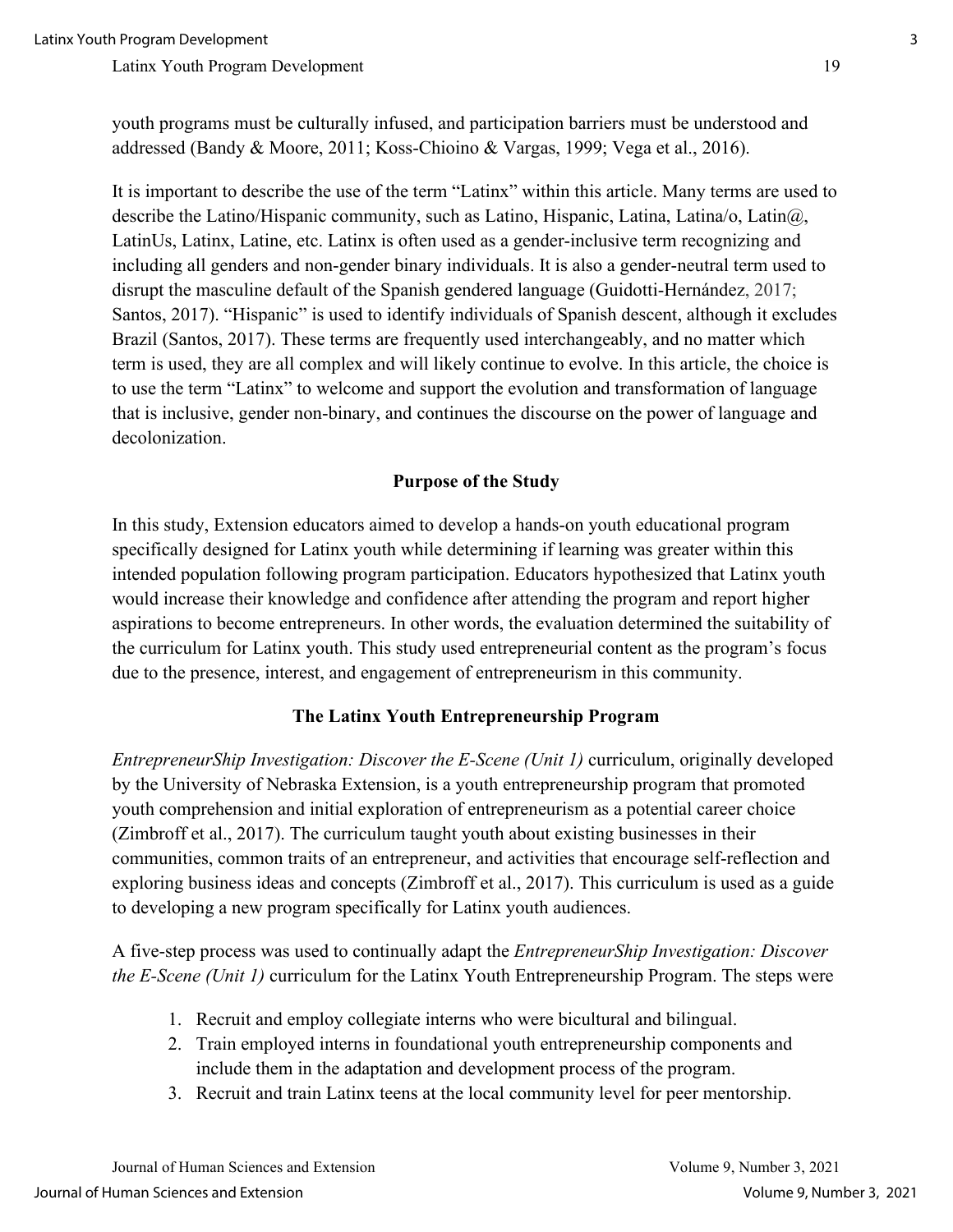youth programs must be culturally infused, and participation barriers must be understood and addressed (Bandy & Moore, 2011; Koss-Chioino & Vargas, 1999; Vega et al., 2016).

It is important to describe the use of the term "Latinx" within this article. Many terms are used to describe the Latino/Hispanic community, such as Latino, Hispanic, Latina, Latina/o, Latin@, LatinUs, Latinx, Latine, etc. Latinx is often used as a gender-inclusive term recognizing and including all genders and non-gender binary individuals. It is also a gender-neutral term used to disrupt the masculine default of the Spanish gendered language (Guidotti-Hernández, 2017; Santos, 2017). "Hispanic" is used to identify individuals of Spanish descent, although it excludes Brazil (Santos, 2017). These terms are frequently used interchangeably, and no matter which term is used, they are all complex and will likely continue to evolve. In this article, the choice is to use the term "Latinx" to welcome and support the evolution and transformation of language that is inclusive, gender non-binary, and continues the discourse on the power of language and decolonization.

## Purpose of the Study

In this study, Extension educators aimed to develop a hands-on youth educational program specifically designed for Latinx youth while determining if learning was greater within this intended population following program participation. Educators hypothesized that Latinx youth would increase their knowledge and confidence after attending the program and report higher aspirations to become entrepreneurs. In other words, the evaluation determined the suitability of the curriculum for Latinx youth. This study used entrepreneurial content as the program's focus due to the presence, interest, and engagement of entrepreneurism in this community.

## The Latinx Youth Entrepreneurship Program

*EntrepreneurShip Investigation: Discover the E-Scene (Unit 1)* curriculum, originally developed by the University of Nebraska Extension, is a youth entrepreneurship program that promoted youth comprehension and initial exploration of entrepreneurism as a potential career choice (Zimbroff et al., 2017). The curriculum taught youth about existing businesses in their communities, common traits of an entrepreneur, and activities that encourage self-reflection and exploring business ideas and concepts (Zimbroff et al., 2017). This curriculum is used as a guide to developing a new program specifically for Latinx youth audiences.

A five-step process was used to continually adapt the *EntrepreneurShip Investigation: Discover the E-Scene (Unit 1)* curriculum for the Latinx Youth Entrepreneurship Program. The steps were

1. Recruit and employ collegiate interns who were bicultural and bilingual.
2. Train employed interns in foundational youth entrepreneurship components and include them in the adaptation and development process of the program.
3. Recruit and train Latinx teens at the local community level for peer mentorship.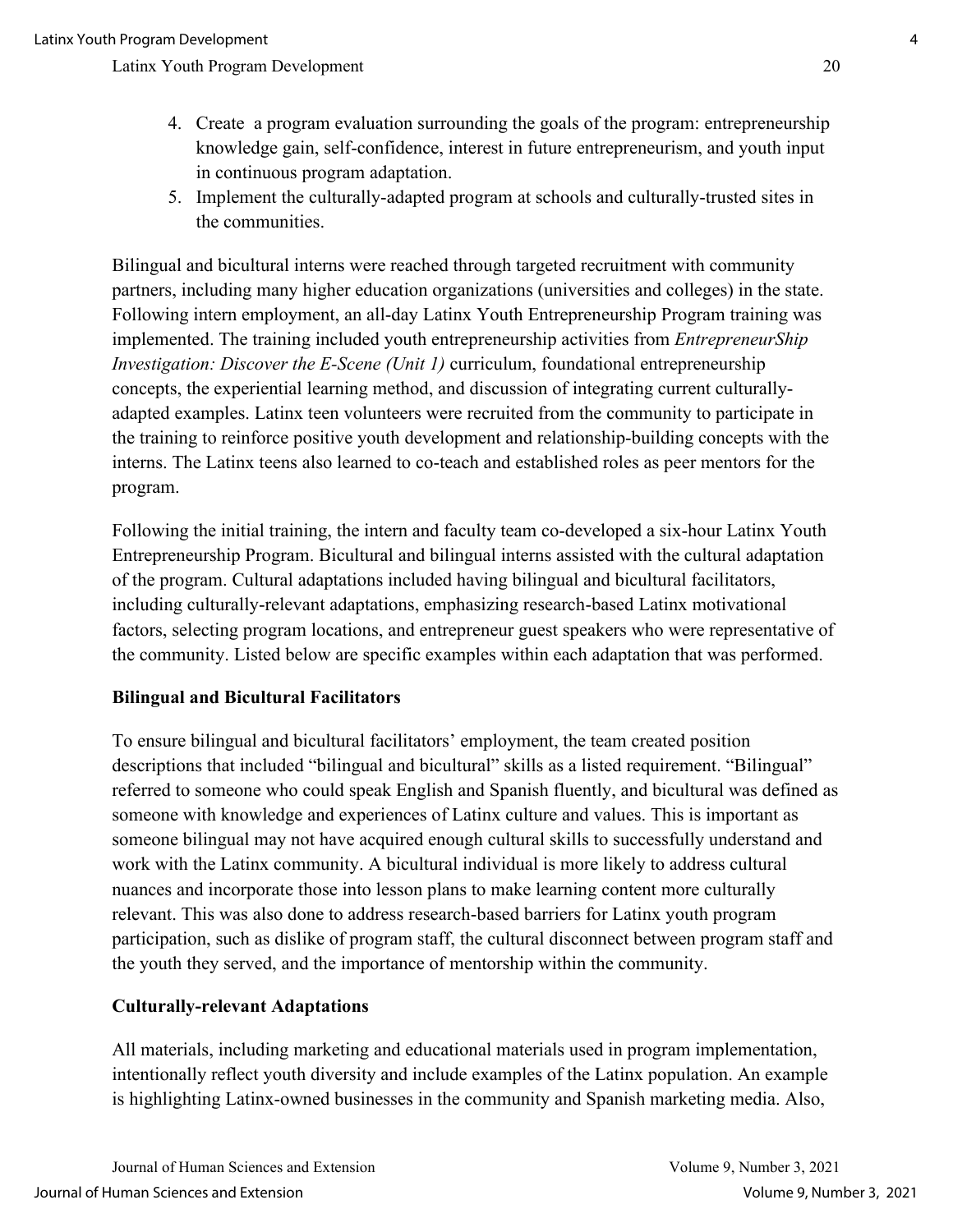4. Create a program evaluation surrounding the goals of the program: entrepreneurship knowledge gain, self-confidence, interest in future entrepreneurism, and youth input in continuous program adaptation.
5. Implement the culturally-adapted program at schools and culturally-trusted sites in the communities.

Bilingual and bicultural interns were reached through targeted recruitment with community partners, including many higher education organizations (universities and colleges) in the state. Following intern employment, an all-day Latinx Youth Entrepreneurship Program training was implemented. The training included youth entrepreneurship activities from *EntrepreneurShip Investigation: Discover the E-Scene (Unit 1)* curriculum, foundational entrepreneurship concepts, the experiential learning method, and discussion of integrating current culturally-adapted examples. Latinx teen volunteers were recruited from the community to participate in the training to reinforce positive youth development and relationship-building concepts with the interns. The Latinx teens also learned to co-teach and established roles as peer mentors for the program.

Following the initial training, the intern and faculty team co-developed a six-hour Latinx Youth Entrepreneurship Program. Bicultural and bilingual interns assisted with the cultural adaptation of the program. Cultural adaptations included having bilingual and bicultural facilitators, including culturally-relevant adaptations, emphasizing research-based Latinx motivational factors, selecting program locations, and entrepreneur guest speakers who were representative of the community. Listed below are specific examples within each adaptation that was performed.

### Bilingual and Bicultural Facilitators

To ensure bilingual and bicultural facilitators' employment, the team created position descriptions that included "bilingual and bicultural" skills as a listed requirement. "Bilingual" referred to someone who could speak English and Spanish fluently, and bicultural was defined as someone with knowledge and experiences of Latinx culture and values. This is important as someone bilingual may not have acquired enough cultural skills to successfully understand and work with the Latinx community. A bicultural individual is more likely to address cultural nuances and incorporate those into lesson plans to make learning content more culturally relevant. This was also done to address research-based barriers for Latinx youth program participation, such as dislike of program staff, the cultural disconnect between program staff and the youth they served, and the importance of mentorship within the community.

### Culturally-relevant Adaptations

All materials, including marketing and educational materials used in program implementation, intentionally reflect youth diversity and include examples of the Latinx population. An example is highlighting Latinx-owned businesses in the community and Spanish marketing media. Also,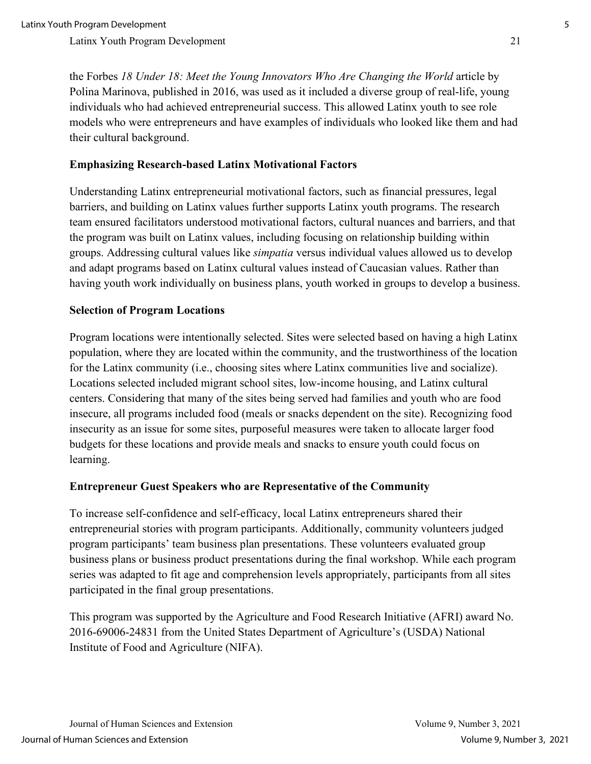the Forbes *18 Under 18: Meet the Young Innovators Who Are Changing the World* article by Polina Marinova, published in 2016, was used as it included a diverse group of real-life, young individuals who had achieved entrepreneurial success. This allowed Latinx youth to see role models who were entrepreneurs and have examples of individuals who looked like them and had their cultural background.

**Emphasizing Research-based Latinx Motivational Factors**

Understanding Latinx entrepreneurial motivational factors, such as financial pressures, legal barriers, and building on Latinx values further supports Latinx youth programs. The research team ensured facilitators understood motivational factors, cultural nuances and barriers, and that the program was built on Latinx values, including focusing on relationship building within groups. Addressing cultural values like *simpatia* versus individual values allowed us to develop and adapt programs based on Latinx cultural values instead of Caucasian values. Rather than having youth work individually on business plans, youth worked in groups to develop a business.

**Selection of Program Locations**

Program locations were intentionally selected. Sites were selected based on having a high Latinx population, where they are located within the community, and the trustworthiness of the location for the Latinx community (i.e., choosing sites where Latinx communities live and socialize). Locations selected included migrant school sites, low-income housing, and Latinx cultural centers. Considering that many of the sites being served had families and youth who are food insecure, all programs included food (meals or snacks dependent on the site). Recognizing food insecurity as an issue for some sites, purposeful measures were taken to allocate larger food budgets for these locations and provide meals and snacks to ensure youth could focus on learning.

**Entrepreneur Guest Speakers who are Representative of the Community**

To increase self-confidence and self-efficacy, local Latinx entrepreneurs shared their entrepreneurial stories with program participants. Additionally, community volunteers judged program participants' team business plan presentations. These volunteers evaluated group business plans or business product presentations during the final workshop. While each program series was adapted to fit age and comprehension levels appropriately, participants from all sites participated in the final group presentations.

This program was supported by the Agriculture and Food Research Initiative (AFRI) award No. 2016-69006-24831 from the United States Department of Agriculture's (USDA) National Institute of Food and Agriculture (NIFA).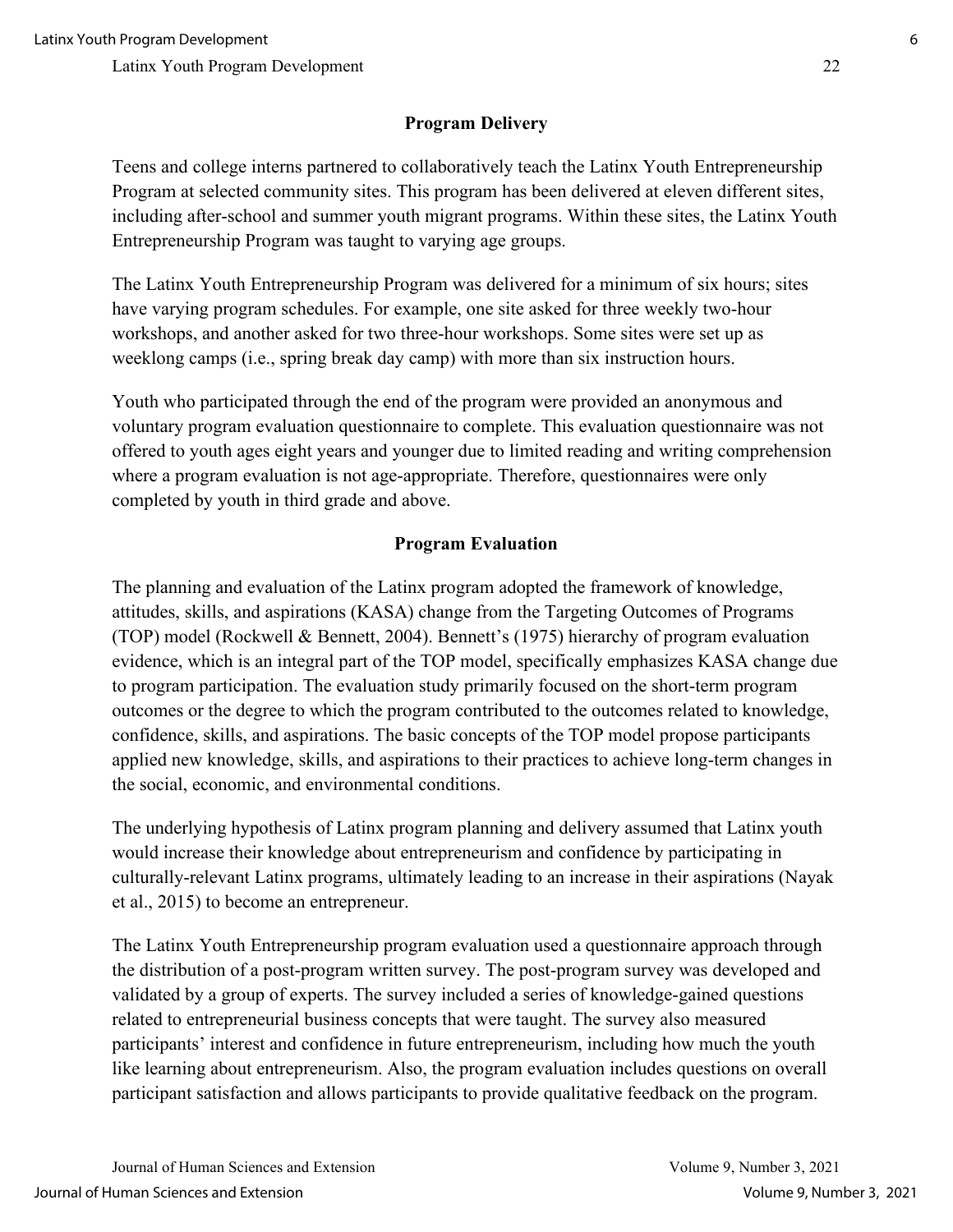## Program Delivery

Teens and college interns partnered to collaboratively teach the Latinx Youth Entrepreneurship Program at selected community sites. This program has been delivered at eleven different sites, including after-school and summer youth migrant programs. Within these sites, the Latinx Youth Entrepreneurship Program was taught to varying age groups.

The Latinx Youth Entrepreneurship Program was delivered for a minimum of six hours; sites have varying program schedules. For example, one site asked for three weekly two-hour workshops, and another asked for two three-hour workshops. Some sites were set up as weeklong camps (i.e., spring break day camp) with more than six instruction hours.

Youth who participated through the end of the program were provided an anonymous and voluntary program evaluation questionnaire to complete. This evaluation questionnaire was not offered to youth ages eight years and younger due to limited reading and writing comprehension where a program evaluation is not age-appropriate. Therefore, questionnaires were only completed by youth in third grade and above.

## Program Evaluation

The planning and evaluation of the Latinx program adopted the framework of knowledge, attitudes, skills, and aspirations (KASA) change from the Targeting Outcomes of Programs (TOP) model (Rockwell & Bennett, 2004). Bennett's (1975) hierarchy of program evaluation evidence, which is an integral part of the TOP model, specifically emphasizes KASA change due to program participation. The evaluation study primarily focused on the short-term program outcomes or the degree to which the program contributed to the outcomes related to knowledge, confidence, skills, and aspirations. The basic concepts of the TOP model propose participants applied new knowledge, skills, and aspirations to their practices to achieve long-term changes in the social, economic, and environmental conditions.

The underlying hypothesis of Latinx program planning and delivery assumed that Latinx youth would increase their knowledge about entrepreneurism and confidence by participating in culturally-relevant Latinx programs, ultimately leading to an increase in their aspirations (Nayak et al., 2015) to become an entrepreneur.

The Latinx Youth Entrepreneurship program evaluation used a questionnaire approach through the distribution of a post-program written survey. The post-program survey was developed and validated by a group of experts. The survey included a series of knowledge-gained questions related to entrepreneurial business concepts that were taught. The survey also measured participants' interest and confidence in future entrepreneurism, including how much the youth like learning about entrepreneurism. Also, the program evaluation includes questions on overall participant satisfaction and allows participants to provide qualitative feedback on the program.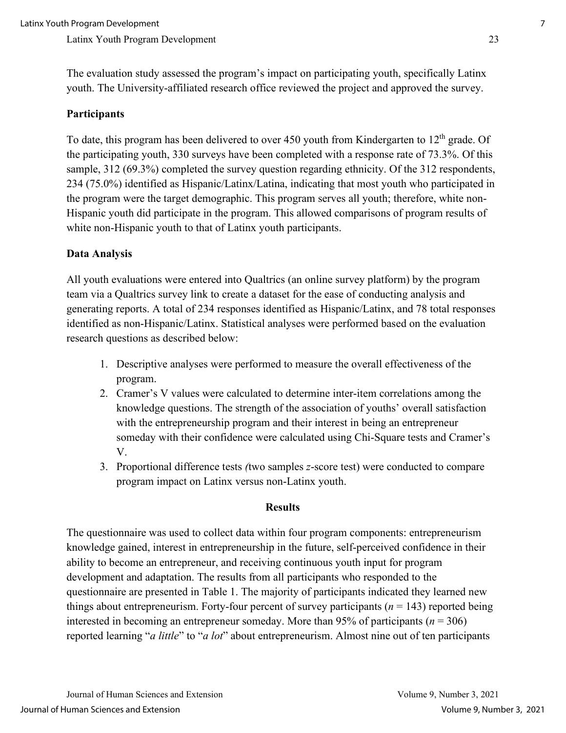The evaluation study assessed the program's impact on participating youth, specifically Latinx youth. The University-affiliated research office reviewed the project and approved the survey.

## Participants

To date, this program has been delivered to over 450 youth from Kindergarten to 12th grade. Of the participating youth, 330 surveys have been completed with a response rate of 73.3%. Of this sample, 312 (69.3%) completed the survey question regarding ethnicity. Of the 312 respondents, 234 (75.0%) identified as Hispanic/Latinx/Latina, indicating that most youth who participated in the program were the target demographic. This program serves all youth; therefore, white non-Hispanic youth did participate in the program. This allowed comparisons of program results of white non-Hispanic youth to that of Latinx youth participants.

## Data Analysis

All youth evaluations were entered into Qualtrics (an online survey platform) by the program team via a Qualtrics survey link to create a dataset for the ease of conducting analysis and generating reports. A total of 234 responses identified as Hispanic/Latinx, and 78 total responses identified as non-Hispanic/Latinx. Statistical analyses were performed based on the evaluation research questions as described below:

1. Descriptive analyses were performed to measure the overall effectiveness of the program.
2. Cramer's V values were calculated to determine inter-item correlations among the knowledge questions. The strength of the association of youths' overall satisfaction with the entrepreneurship program and their interest in being an entrepreneur someday with their confidence were calculated using Chi-Square tests and Cramer's V.
3. Proportional difference tests *(*two samples *z*-score test) were conducted to compare program impact on Latinx versus non-Latinx youth.

# Results

The questionnaire was used to collect data within four program components: entrepreneurism knowledge gained, interest in entrepreneurship in the future, self-perceived confidence in their ability to become an entrepreneur, and receiving continuous youth input for program development and adaptation. The results from all participants who responded to the questionnaire are presented in Table 1. The majority of participants indicated they learned new things about entrepreneurism. Forty-four percent of survey participants ($n$ = 143) reported being interested in becoming an entrepreneur someday. More than 95% of participants ($n$ = 306) reported learning "*a little*" to "*a lot*" about entrepreneurism. Almost nine out of ten participants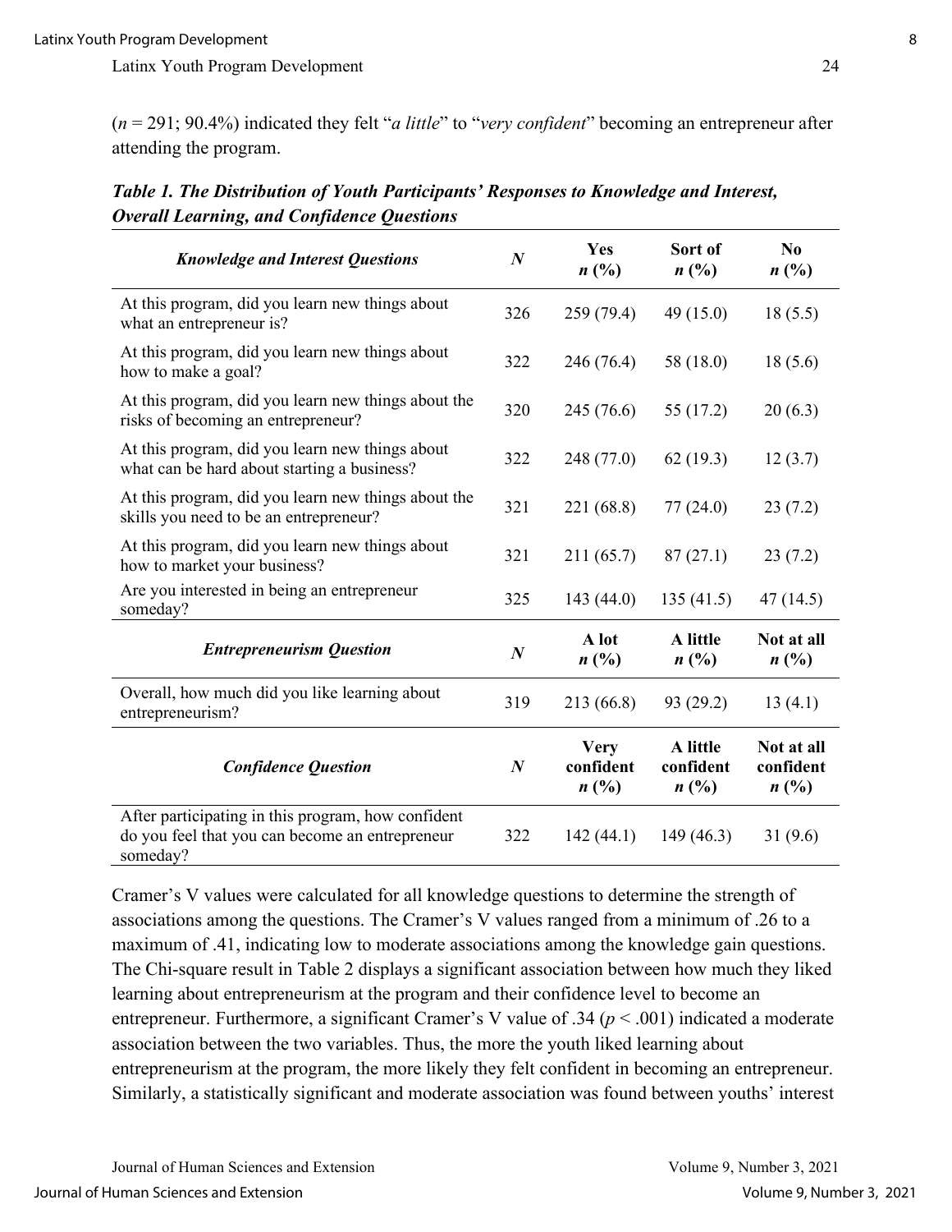(*n* = 291; 90.4%) indicated they felt "*a little*" to "*very confident*" becoming an entrepreneur after attending the program.

***Table 1. The Distribution of Youth Participants' Responses to Knowledge and Interest, Overall Learning, and Confidence Questions***

| ***Knowledge and Interest Questions*** | ***N*** | **Yes** ***n*** **(%)** | **Sort of** ***n*** **(%)** | **No** ***n*** **(%)** |
|---|---|---|---|---|
| At this program, did you learn new things about what an entrepreneur is? | 326 | 259 (79.4) | 49 (15.0) | 18 (5.5) |
| At this program, did you learn new things about how to make a goal? | 322 | 246 (76.4) | 58 (18.0) | 18 (5.6) |
| At this program, did you learn new things about the risks of becoming an entrepreneur? | 320 | 245 (76.6) | 55 (17.2) | 20 (6.3) |
| At this program, did you learn new things about what can be hard about starting a business? | 322 | 248 (77.0) | 62 (19.3) | 12 (3.7) |
| At this program, did you learn new things about the skills you need to be an entrepreneur? | 321 | 221 (68.8) | 77 (24.0) | 23 (7.2) |
| At this program, did you learn new things about how to market your business? | 321 | 211 (65.7) | 87 (27.1) | 23 (7.2) |
| Are you interested in being an entrepreneur someday? | 325 | 143 (44.0) | 135 (41.5) | 47 (14.5) |
| ***Entrepreneurism Question*** | ***N*** | **A lot** ***n*** **(%)** | **A little** ***n*** **(%)** | **Not at all** ***n*** **(%)** |
| Overall, how much did you like learning about entrepreneurism? | 319 | 213 (66.8) | 93 (29.2) | 13 (4.1) |
| ***Confidence Question*** | ***N*** | **Very confident** ***n*** **(%)** | **A little confident** ***n*** **(%)** | **Not at all confident** ***n*** **(%)** |
| After participating in this program, how confident do you feel that you can become an entrepreneur someday? | 322 | 142 (44.1) | 149 (46.3) | 31 (9.6) |

Cramer's V values were calculated for all knowledge questions to determine the strength of associations among the questions. The Cramer's V values ranged from a minimum of .26 to a maximum of .41, indicating low to moderate associations among the knowledge gain questions. The Chi-square result in Table 2 displays a significant association between how much they liked learning about entrepreneurism at the program and their confidence level to become an entrepreneur. Furthermore, a significant Cramer's V value of .34 ($p < .001$) indicated a moderate association between the two variables. Thus, the more the youth liked learning about entrepreneurism at the program, the more likely they felt confident in becoming an entrepreneur. Similarly, a statistically significant and moderate association was found between youths' interest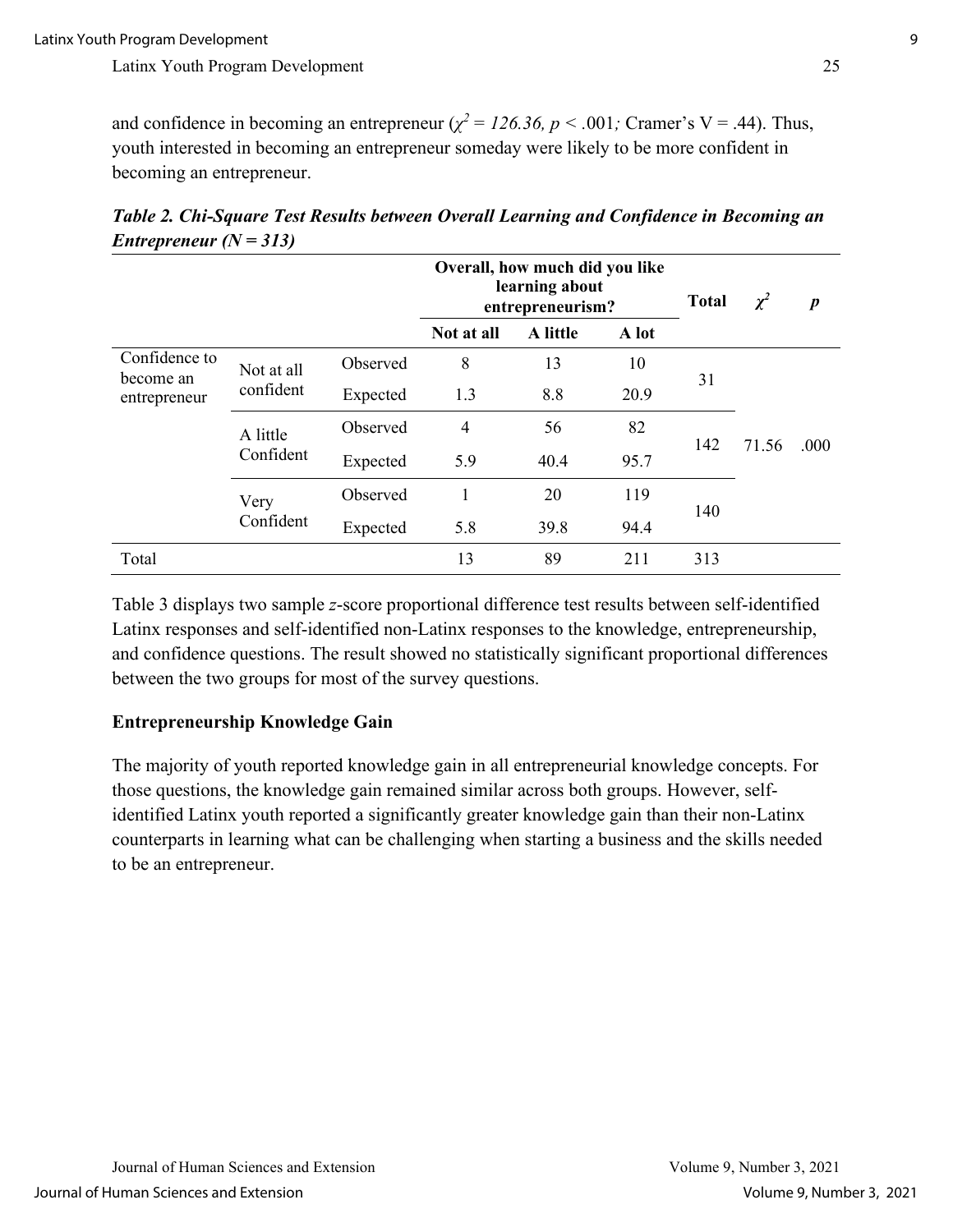and confidence in becoming an entrepreneur ($\chi^2 = 126.36$, $p < .001$; Cramer's V = .44). Thus, youth interested in becoming an entrepreneur someday were likely to be more confident in becoming an entrepreneur.

***Table 2. Chi-Square Test Results between Overall Learning and Confidence in Becoming an Entrepreneur (N = 313)***

| | | | **Overall, how much did you like learning about entrepreneurism?** | | | **Total** | $\chi^2$ | ***p*** |
|---|---|---|---|---|---|---|---|---|
| | | | **Not at all** | **A little** | **A lot** | | | |
| Confidence to become an entrepreneur | Not at all confident | Observed | 8 | 13 | 10 | 31 | 71.56 | .000 |
| | | Expected | 1.3 | 8.8 | 20.9 | | | |
| | A little Confident | Observed | 4 | 56 | 82 | 142 | | |
| | | Expected | 5.9 | 40.4 | 95.7 | | | |
| | Very Confident | Observed | 1 | 20 | 119 | 140 | | |
| | | Expected | 5.8 | 39.8 | 94.4 | | | |
| Total | | | 13 | 89 | 211 | 313 | | |

Table 3 displays two sample *z*-score proportional difference test results between self-identified Latinx responses and self-identified non-Latinx responses to the knowledge, entrepreneurship, and confidence questions. The result showed no statistically significant proportional differences between the two groups for most of the survey questions.

### Entrepreneurship Knowledge Gain

The majority of youth reported knowledge gain in all entrepreneurial knowledge concepts. For those questions, the knowledge gain remained similar across both groups. However, self-identified Latinx youth reported a significantly greater knowledge gain than their non-Latinx counterparts in learning what can be challenging when starting a business and the skills needed to be an entrepreneur.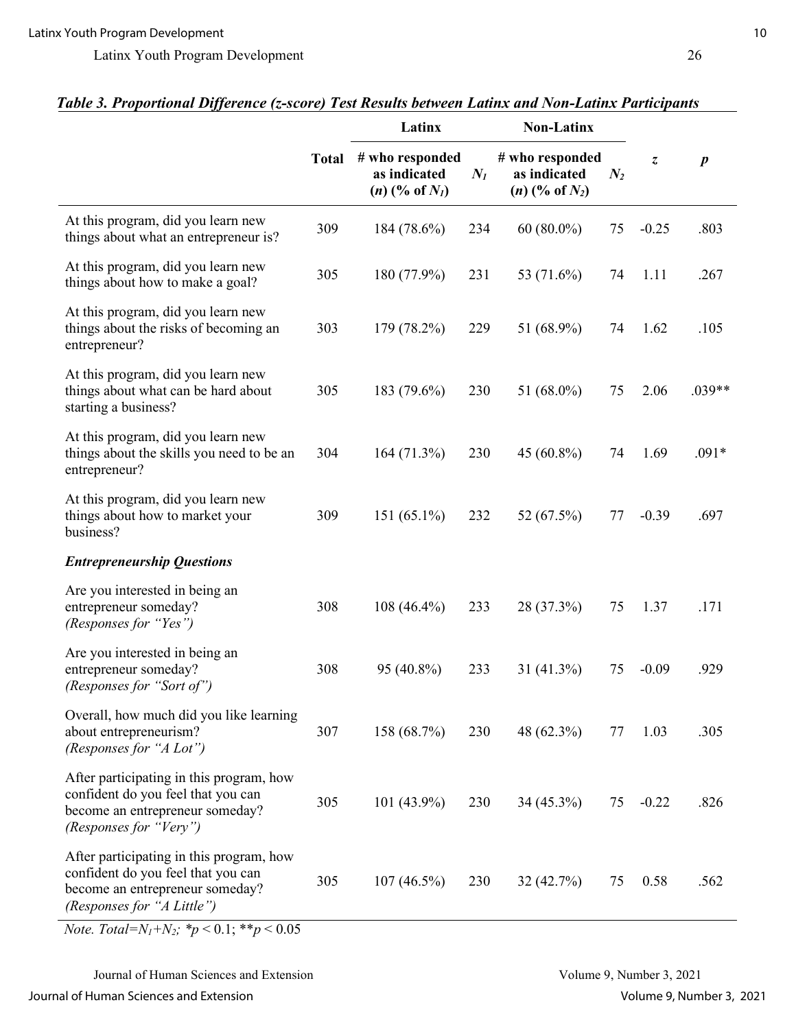***Table 3. Proportional Difference (z-score) Test Results between Latinx and Non-Latinx Participants***

| | Total | Latinx | | Non-Latinx | | $z$ | $p$ |
|---|---|---|---|---|---|---|---|
| | | # who responded as indicated ($n$) (% of $N_1$) | $N_1$ | # who responded as indicated ($n$) (% of $N_2$) | $N_2$ | | |
| At this program, did you learn new things about what an entrepreneur is? | 309 | 184 (78.6%) | 234 | 60 (80.0%) | 75 | -0.25 | .803 |
| At this program, did you learn new things about how to make a goal? | 305 | 180 (77.9%) | 231 | 53 (71.6%) | 74 | 1.11 | .267 |
| At this program, did you learn new things about the risks of becoming an entrepreneur? | 303 | 179 (78.2%) | 229 | 51 (68.9%) | 74 | 1.62 | .105 |
| At this program, did you learn new things about what can be hard about starting a business? | 305 | 183 (79.6%) | 230 | 51 (68.0%) | 75 | 2.06 | .039** |
| At this program, did you learn new things about the skills you need to be an entrepreneur? | 304 | 164 (71.3%) | 230 | 45 (60.8%) | 74 | 1.69 | .091* |
| At this program, did you learn new things about how to market your business? | 309 | 151 (65.1%) | 232 | 52 (67.5%) | 77 | -0.39 | .697 |
| ***Entrepreneurship Questions*** | | | | | | | |
| Are you interested in being an entrepreneur someday? *(Responses for "Yes")* | 308 | 108 (46.4%) | 233 | 28 (37.3%) | 75 | 1.37 | .171 |
| Are you interested in being an entrepreneur someday? *(Responses for "Sort of")* | 308 | 95 (40.8%) | 233 | 31 (41.3%) | 75 | -0.09 | .929 |
| Overall, how much did you like learning about entrepreneurism? *(Responses for "A Lot")* | 307 | 158 (68.7%) | 230 | 48 (62.3%) | 77 | 1.03 | .305 |
| After participating in this program, how confident do you feel that you can become an entrepreneur someday? *(Responses for "Very")* | 305 | 101 (43.9%) | 230 | 34 (45.3%) | 75 | -0.22 | .826 |
| After participating in this program, how confident do you feel that you can become an entrepreneur someday? *(Responses for "A Little")* | 305 | 107 (46.5%) | 230 | 32 (42.7%) | 75 | 0.58 | .562 |

*Note.* $Total = N_1 + N_2$; $*p < 0.1$; $**p < 0.05$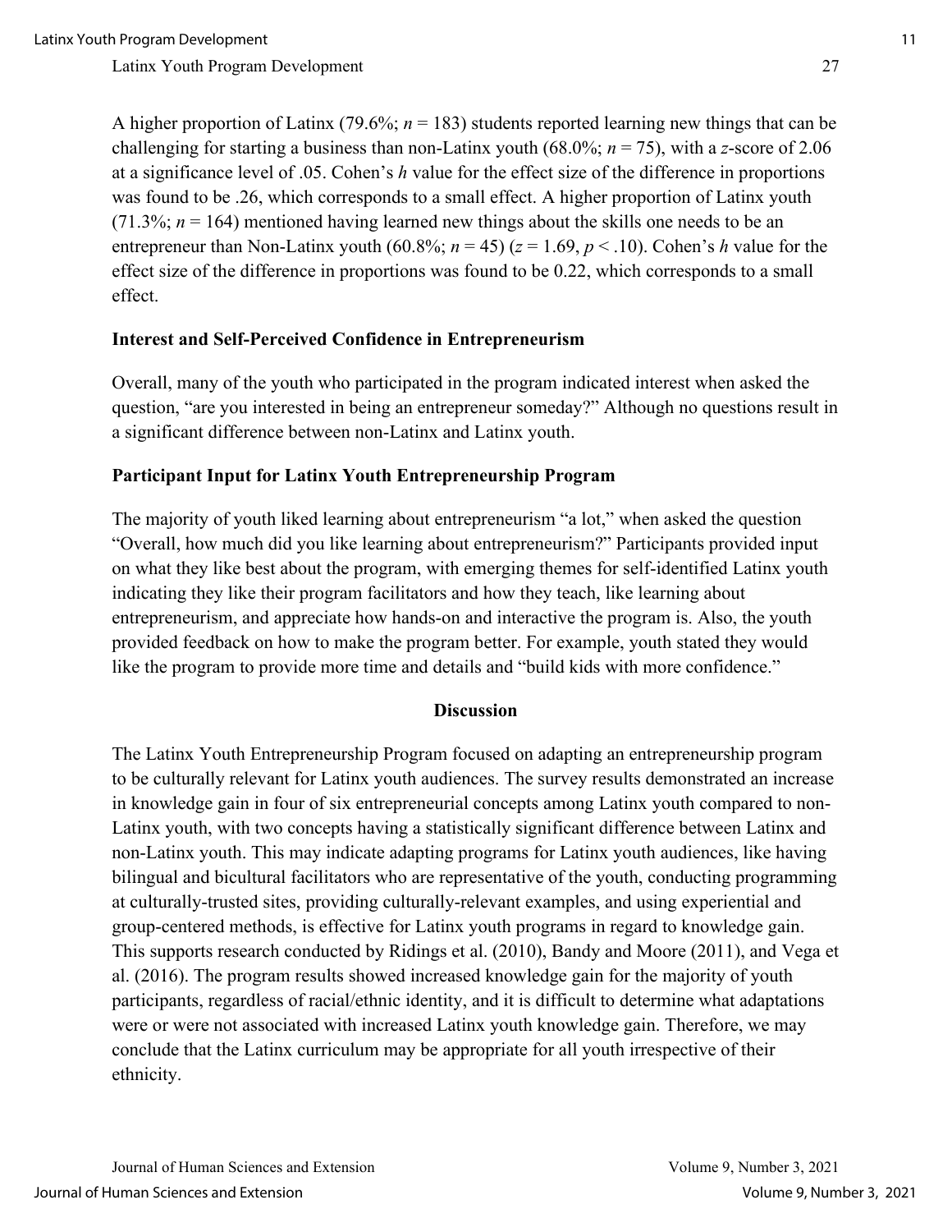A higher proportion of Latinx (79.6%; $n = 183$) students reported learning new things that can be challenging for starting a business than non-Latinx youth (68.0%; $n = 75$), with a $z$-score of 2.06 at a significance level of .05. Cohen's $h$ value for the effect size of the difference in proportions was found to be .26, which corresponds to a small effect. A higher proportion of Latinx youth (71.3%; $n = 164$) mentioned having learned new things about the skills one needs to be an entrepreneur than Non-Latinx youth (60.8%; $n = 45$) ($z = 1.69$, $p < .10$). Cohen's $h$ value for the effect size of the difference in proportions was found to be 0.22, which corresponds to a small effect.

### Interest and Self-Perceived Confidence in Entrepreneurism

Overall, many of the youth who participated in the program indicated interest when asked the question, "are you interested in being an entrepreneur someday?" Although no questions result in a significant difference between non-Latinx and Latinx youth.

### Participant Input for Latinx Youth Entrepreneurship Program

The majority of youth liked learning about entrepreneurism "a lot," when asked the question "Overall, how much did you like learning about entrepreneurism?" Participants provided input on what they like best about the program, with emerging themes for self-identified Latinx youth indicating they like their program facilitators and how they teach, like learning about entrepreneurism, and appreciate how hands-on and interactive the program is. Also, the youth provided feedback on how to make the program better. For example, youth stated they would like the program to provide more time and details and "build kids with more confidence."

## Discussion

The Latinx Youth Entrepreneurship Program focused on adapting an entrepreneurship program to be culturally relevant for Latinx youth audiences. The survey results demonstrated an increase in knowledge gain in four of six entrepreneurial concepts among Latinx youth compared to non-Latinx youth, with two concepts having a statistically significant difference between Latinx and non-Latinx youth. This may indicate adapting programs for Latinx youth audiences, like having bilingual and bicultural facilitators who are representative of the youth, conducting programming at culturally-trusted sites, providing culturally-relevant examples, and using experiential and group-centered methods, is effective for Latinx youth programs in regard to knowledge gain. This supports research conducted by Ridings et al. (2010), Bandy and Moore (2011), and Vega et al. (2016). The program results showed increased knowledge gain for the majority of youth participants, regardless of racial/ethnic identity, and it is difficult to determine what adaptations were or were not associated with increased Latinx youth knowledge gain. Therefore, we may conclude that the Latinx curriculum may be appropriate for all youth irrespective of their ethnicity.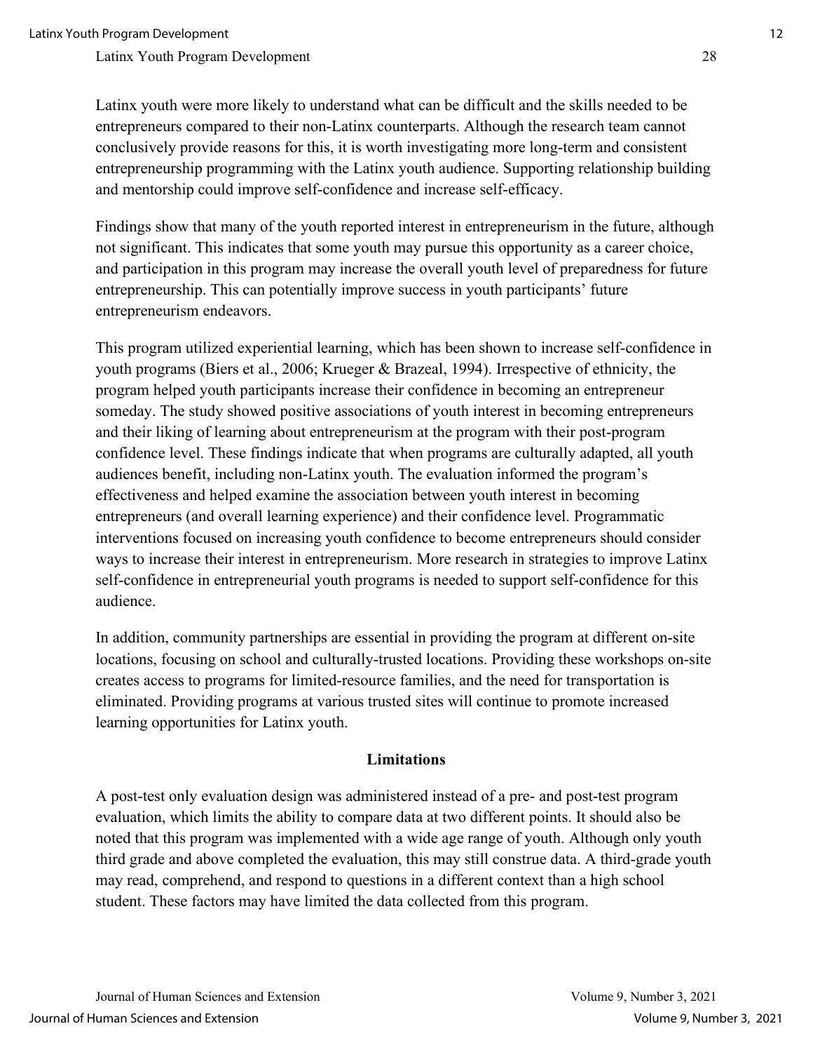Latinx youth were more likely to understand what can be difficult and the skills needed to be entrepreneurs compared to their non-Latinx counterparts. Although the research team cannot conclusively provide reasons for this, it is worth investigating more long-term and consistent entrepreneurship programming with the Latinx youth audience. Supporting relationship building and mentorship could improve self-confidence and increase self-efficacy.

Findings show that many of the youth reported interest in entrepreneurism in the future, although not significant. This indicates that some youth may pursue this opportunity as a career choice, and participation in this program may increase the overall youth level of preparedness for future entrepreneurship. This can potentially improve success in youth participants' future entrepreneurism endeavors.

This program utilized experiential learning, which has been shown to increase self-confidence in youth programs (Biers et al., 2006; Krueger & Brazeal, 1994). Irrespective of ethnicity, the program helped youth participants increase their confidence in becoming an entrepreneur someday. The study showed positive associations of youth interest in becoming entrepreneurs and their liking of learning about entrepreneurism at the program with their post-program confidence level. These findings indicate that when programs are culturally adapted, all youth audiences benefit, including non-Latinx youth. The evaluation informed the program's effectiveness and helped examine the association between youth interest in becoming entrepreneurs (and overall learning experience) and their confidence level. Programmatic interventions focused on increasing youth confidence to become entrepreneurs should consider ways to increase their interest in entrepreneurism. More research in strategies to improve Latinx self-confidence in entrepreneurial youth programs is needed to support self-confidence for this audience.

In addition, community partnerships are essential in providing the program at different on-site locations, focusing on school and culturally-trusted locations. Providing these workshops on-site creates access to programs for limited-resource families, and the need for transportation is eliminated. Providing programs at various trusted sites will continue to promote increased learning opportunities for Latinx youth.

## Limitations

A post-test only evaluation design was administered instead of a pre- and post-test program evaluation, which limits the ability to compare data at two different points. It should also be noted that this program was implemented with a wide age range of youth. Although only youth third grade and above completed the evaluation, this may still construe data. A third-grade youth may read, comprehend, and respond to questions in a different context than a high school student. These factors may have limited the data collected from this program.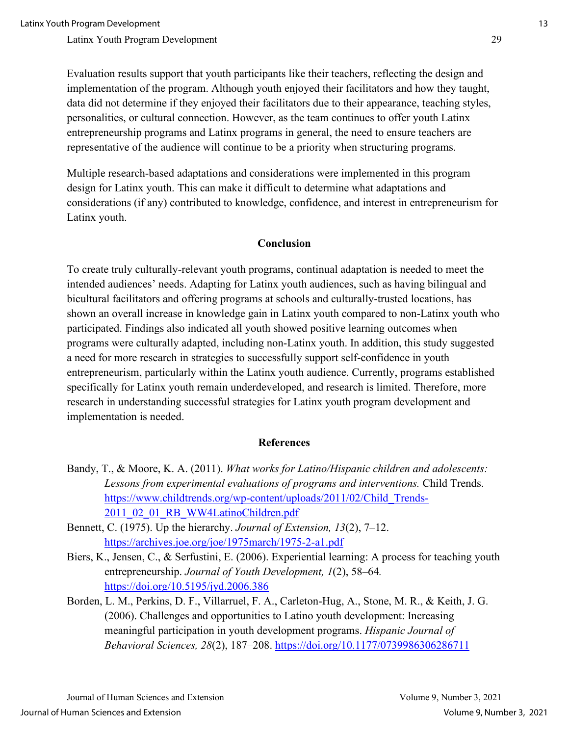Evaluation results support that youth participants like their teachers, reflecting the design and implementation of the program. Although youth enjoyed their facilitators and how they taught, data did not determine if they enjoyed their facilitators due to their appearance, teaching styles, personalities, or cultural connection. However, as the team continues to offer youth Latinx entrepreneurship programs and Latinx programs in general, the need to ensure teachers are representative of the audience will continue to be a priority when structuring programs.

Multiple research-based adaptations and considerations were implemented in this program design for Latinx youth. This can make it difficult to determine what adaptations and considerations (if any) contributed to knowledge, confidence, and interest in entrepreneurism for Latinx youth.

## Conclusion

To create truly culturally-relevant youth programs, continual adaptation is needed to meet the intended audiences' needs. Adapting for Latinx youth audiences, such as having bilingual and bicultural facilitators and offering programs at schools and culturally-trusted locations, has shown an overall increase in knowledge gain in Latinx youth compared to non-Latinx youth who participated. Findings also indicated all youth showed positive learning outcomes when programs were culturally adapted, including non-Latinx youth. In addition, this study suggested a need for more research in strategies to successfully support self-confidence in youth entrepreneurism, particularly within the Latinx youth audience. Currently, programs established specifically for Latinx youth remain underdeveloped, and research is limited. Therefore, more research in understanding successful strategies for Latinx youth program development and implementation is needed.

## References

Bandy, T., & Moore, K. A. (2011). *What works for Latino/Hispanic children and adolescents: Lessons from experimental evaluations of programs and interventions.* Child Trends. https://www.childtrends.org/wp-content/uploads/2011/02/Child_Trends-2011_02_01_RB_WW4LatinoChildren.pdf

Bennett, C. (1975). Up the hierarchy. *Journal of Extension, 13*(2), 7–12. https://archives.joe.org/joe/1975march/1975-2-a1.pdf

Biers, K., Jensen, C., & Serfustini, E. (2006). Experiential learning: A process for teaching youth entrepreneurship. *Journal of Youth Development, 1*(2), 58–64. https://doi.org/10.5195/jyd.2006.386

Borden, L. M., Perkins, D. F., Villarruel, F. A., Carleton-Hug, A., Stone, M. R., & Keith, J. G. (2006). Challenges and opportunities to Latino youth development: Increasing meaningful participation in youth development programs. *Hispanic Journal of Behavioral Sciences, 28*(2), 187–208. https://doi.org/10.1177/0739986306286711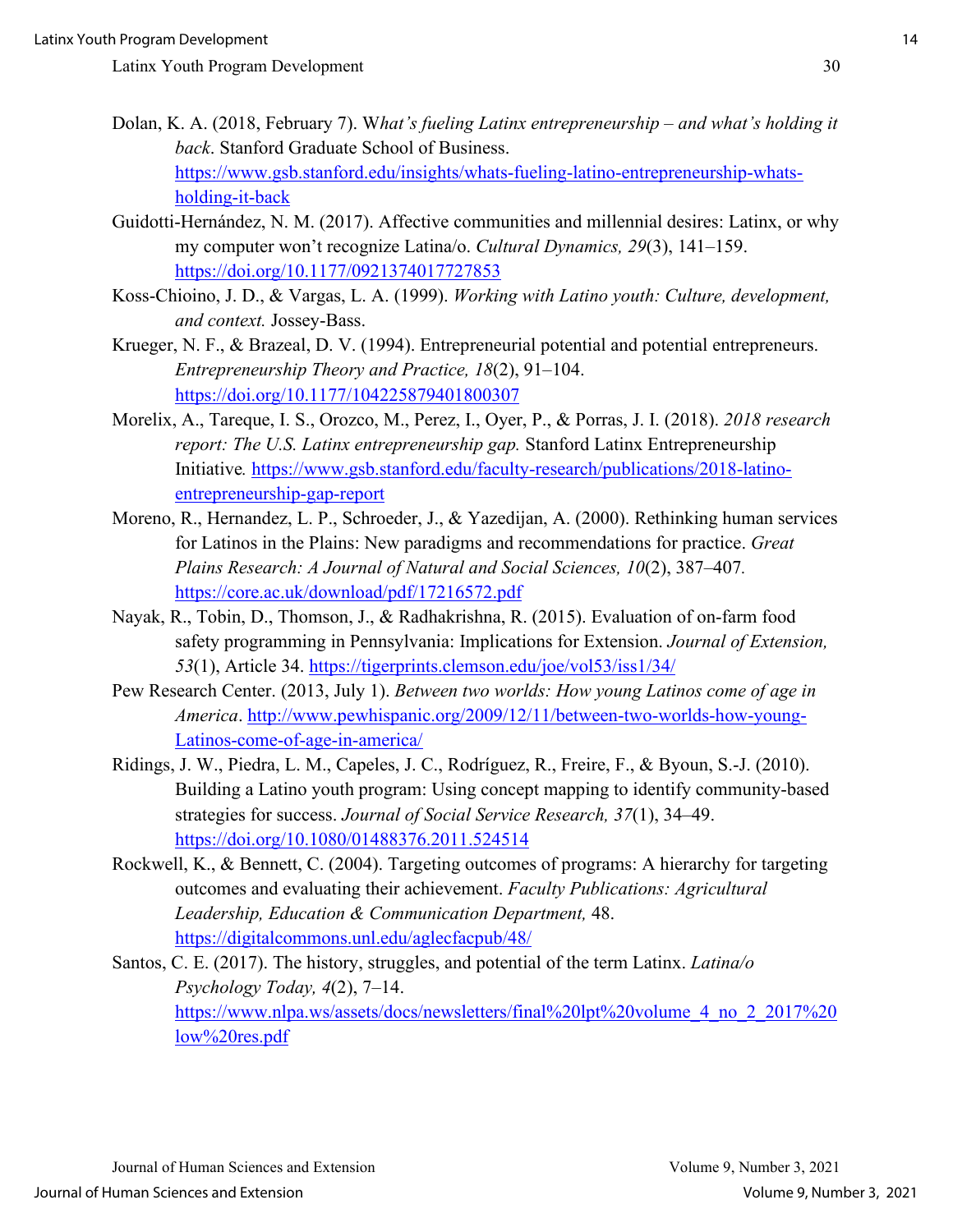Dolan, K. A. (2018, February 7). W*hat's fueling Latinx entrepreneurship – and what's holding it back*. Stanford Graduate School of Business. https://www.gsb.stanford.edu/insights/whats-fueling-latino-entrepreneurship-whats-holding-it-back

Guidotti-Hernández, N. M. (2017). Affective communities and millennial desires: Latinx, or why my computer won't recognize Latina/o. *Cultural Dynamics, 29*(3), 141–159. https://doi.org/10.1177/0921374017727853

Koss-Chioino, J. D., & Vargas, L. A. (1999). *Working with Latino youth: Culture, development, and context.* Jossey-Bass.

Krueger, N. F., & Brazeal, D. V. (1994). Entrepreneurial potential and potential entrepreneurs. *Entrepreneurship Theory and Practice, 18*(2), 91–104. https://doi.org/10.1177/104225879401800307

Morelix, A., Tareque, I. S., Orozco, M., Perez, I., Oyer, P., & Porras, J. I. (2018). *2018 research report: The U.S. Latinx entrepreneurship gap.* Stanford Latinx Entrepreneurship Initiative*.* https://www.gsb.stanford.edu/faculty-research/publications/2018-latino-entrepreneurship-gap-report

Moreno, R., Hernandez, L. P., Schroeder, J., & Yazedijan, A. (2000). Rethinking human services for Latinos in the Plains: New paradigms and recommendations for practice. *Great Plains Research: A Journal of Natural and Social Sciences, 10*(2), 387–407*.* https://core.ac.uk/download/pdf/17216572.pdf

Nayak, R., Tobin, D., Thomson, J., & Radhakrishna, R. (2015). Evaluation of on-farm food safety programming in Pennsylvania: Implications for Extension. *Journal of Extension, 53*(1), Article 34. https://tigerprints.clemson.edu/joe/vol53/iss1/34/

Pew Research Center. (2013, July 1). *Between two worlds: How young Latinos come of age in America*. http://www.pewhispanic.org/2009/12/11/between-two-worlds-how-young-Latinos-come-of-age-in-america/

Ridings, J. W., Piedra, L. M., Capeles, J. C., Rodríguez, R., Freire, F., & Byoun, S.-J. (2010). Building a Latino youth program: Using concept mapping to identify community-based strategies for success. *Journal of Social Service Research, 37*(1), 34–49. https://doi.org/10.1080/01488376.2011.524514

Rockwell, K., & Bennett, C. (2004). Targeting outcomes of programs: A hierarchy for targeting outcomes and evaluating their achievement. *Faculty Publications: Agricultural Leadership, Education & Communication Department,* 48. https://digitalcommons.unl.edu/aglecfacpub/48/

Santos, C. E. (2017). The history, struggles, and potential of the term Latinx. *Latina/o Psychology Today, 4*(2), 7–14. https://www.nlpa.ws/assets/docs/newsletters/final%20lpt%20volume_4_no_2_2017%20low%20res.pdf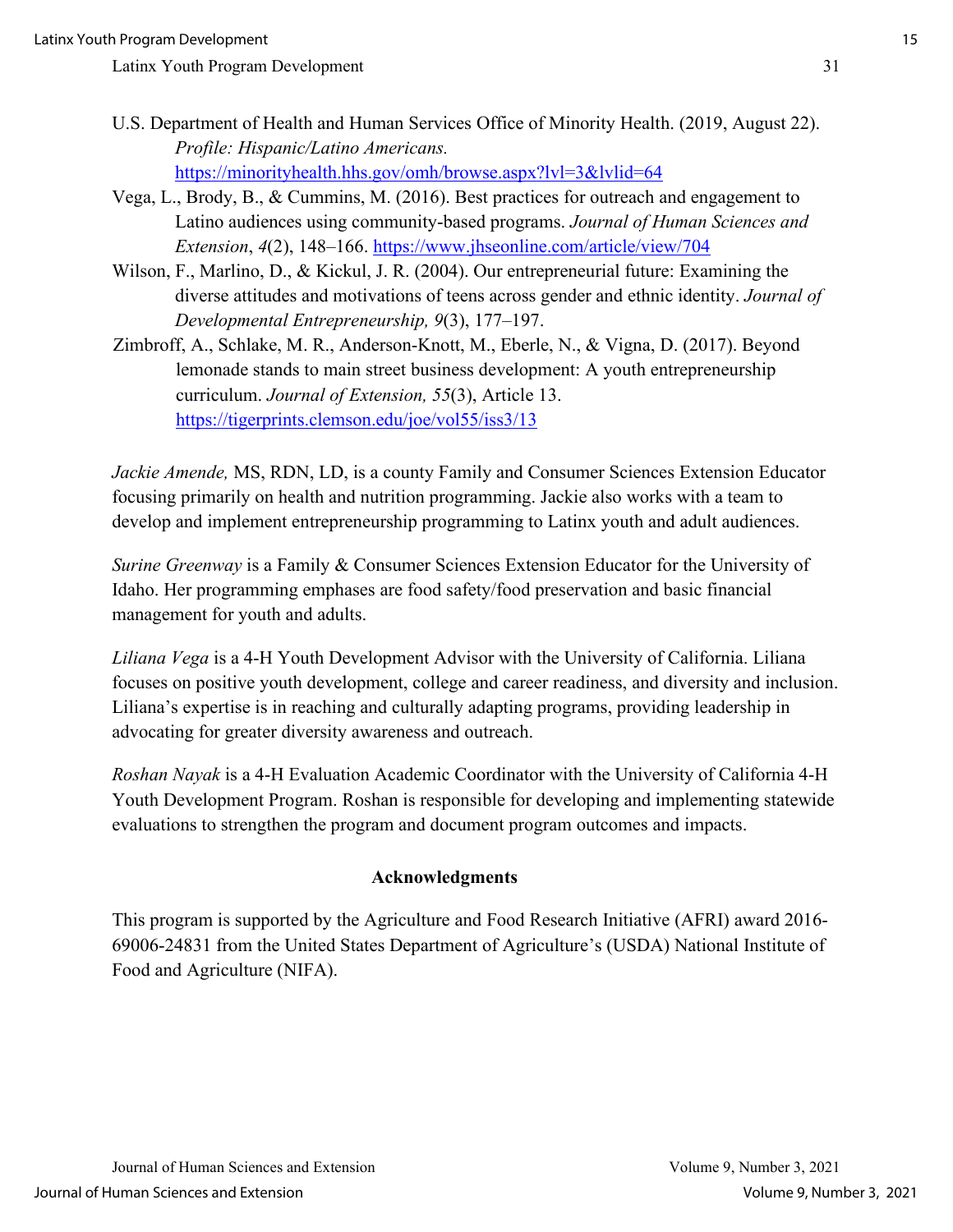U.S. Department of Health and Human Services Office of Minority Health. (2019, August 22). *Profile: Hispanic/Latino Americans.* https://minorityhealth.hhs.gov/omh/browse.aspx?lvl=3&lvlid=64

Vega, L., Brody, B., & Cummins, M. (2016). Best practices for outreach and engagement to Latino audiences using community-based programs. *Journal of Human Sciences and Extension*, *4*(2), 148–166. https://www.jhseonline.com/article/view/704

Wilson, F., Marlino, D., & Kickul, J. R. (2004). Our entrepreneurial future: Examining the diverse attitudes and motivations of teens across gender and ethnic identity. *Journal of Developmental Entrepreneurship, 9*(3), 177–197.

Zimbroff, A., Schlake, M. R., Anderson-Knott, M., Eberle, N., & Vigna, D. (2017). Beyond lemonade stands to main street business development: A youth entrepreneurship curriculum. *Journal of Extension, 55*(3), Article 13. https://tigerprints.clemson.edu/joe/vol55/iss3/13

*Jackie Amende,* MS, RDN, LD, is a county Family and Consumer Sciences Extension Educator focusing primarily on health and nutrition programming. Jackie also works with a team to develop and implement entrepreneurship programming to Latinx youth and adult audiences.

*Surine Greenway* is a Family & Consumer Sciences Extension Educator for the University of Idaho. Her programming emphases are food safety/food preservation and basic financial management for youth and adults.

*Liliana Vega* is a 4-H Youth Development Advisor with the University of California. Liliana focuses on positive youth development, college and career readiness, and diversity and inclusion. Liliana's expertise is in reaching and culturally adapting programs, providing leadership in advocating for greater diversity awareness and outreach.

*Roshan Nayak* is a 4-H Evaluation Academic Coordinator with the University of California 4-H Youth Development Program. Roshan is responsible for developing and implementing statewide evaluations to strengthen the program and document program outcomes and impacts.

## Acknowledgments

This program is supported by the Agriculture and Food Research Initiative (AFRI) award 2016-69006-24831 from the United States Department of Agriculture's (USDA) National Institute of Food and Agriculture (NIFA).